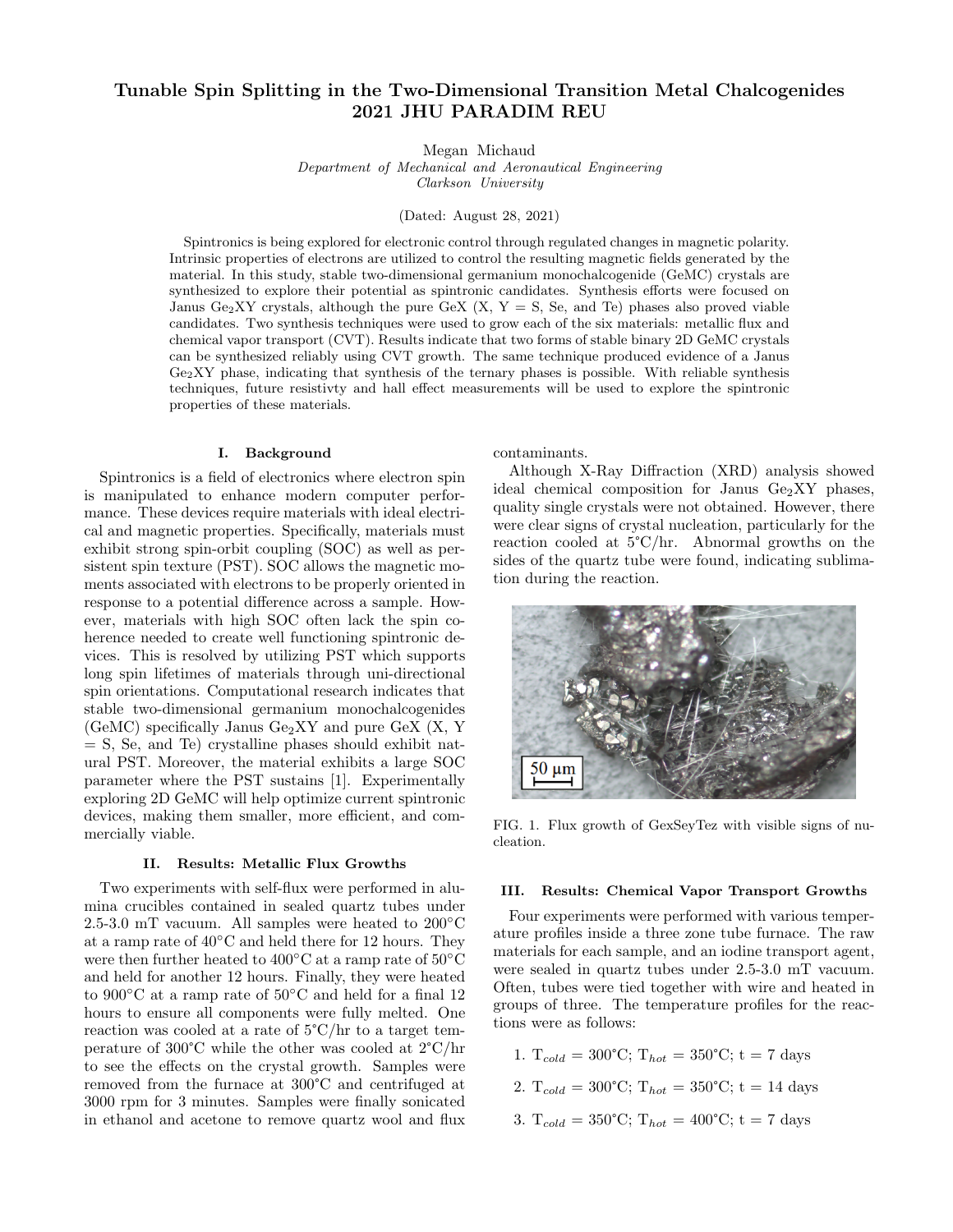# Tunable Spin Splitting in the Two-Dimensional Transition Metal Chalcogenides 2021 JHU PARADIM REU

Megan Michaud

*Department of Mechanical and Aeronautical Engineering*
*Clarkson University*

(Dated: August 28, 2021)

Spintronics is being explored for electronic control through regulated changes in magnetic polarity. Intrinsic properties of electrons are utilized to control the resulting magnetic fields generated by the material. In this study, stable two-dimensional germanium monochalcogenide (GeMC) crystals are synthesized to explore their potential as spintronic candidates. Synthesis efforts were focused on Janus $Ge_2XY$ crystals, although the pure GeX (X, Y = S, Se, and Te) phases also proved viable candidates. Two synthesis techniques were used to grow each of the six materials: metallic flux and chemical vapor transport (CVT). Results indicate that two forms of stable binary 2D GeMC crystals can be synthesized reliably using CVT growth. The same technique produced evidence of a Janus $Ge_2XY$ phase, indicating that synthesis of the ternary phases is possible. With reliable synthesis techniques, future resistivty and hall effect measurements will be used to explore the spintronic properties of these materials.

## I. Background

Spintronics is a field of electronics where electron spin is manipulated to enhance modern computer performance. These devices require materials with ideal electrical and magnetic properties. Specifically, materials must exhibit strong spin-orbit coupling (SOC) as well as persistent spin texture (PST). SOC allows the magnetic moments associated with electrons to be properly oriented in response to a potential difference across a sample. However, materials with high SOC often lack the spin coherence needed to create well functioning spintronic devices. This is resolved by utilizing PST which supports long spin lifetimes of materials through uni-directional spin orientations. Computational research indicates that stable two-dimensional germanium monochalcogenides (GeMC) specifically Janus $Ge_2XY$ and pure GeX (X, Y = S, Se, and Te) crystalline phases should exhibit natural PST. Moreover, the material exhibits a large SOC parameter where the PST sustains [1]. Experimentally exploring 2D GeMC will help optimize current spintronic devices, making them smaller, more efficient, and commercially viable.

## II. Results: Metallic Flux Growths

Two experiments with self-flux were performed in alumina crucibles contained in sealed quartz tubes under 2.5-3.0 mT vacuum. All samples were heated to 200°C at a ramp rate of 40°C and held there for 12 hours. They were then further heated to 400°C at a ramp rate of 50°C and held for another 12 hours. Finally, they were heated to 900°C at a ramp rate of 50°C and held for a final 12 hours to ensure all components were fully melted. One reaction was cooled at a rate of 5°C/hr to a target temperature of 300°C while the other was cooled at 2°C/hr to see the effects on the crystal growth. Samples were removed from the furnace at 300°C and centrifuged at 3000 rpm for 3 minutes. Samples were finally sonicated in ethanol and acetone to remove quartz wool and flux contaminants.

Although X-Ray Diffraction (XRD) analysis showed ideal chemical composition for Janus $Ge_2XY$ phases, quality single crystals were not obtained. However, there were clear signs of crystal nucleation, particularly for the reaction cooled at 5°C/hr. Abnormal growths on the sides of the quartz tube were found, indicating sublimation during the reaction.

FIG. 1. Flux growth of GexSeyTez with visible signs of nucleation.

## III. Results: Chemical Vapor Transport Growths

Four experiments were performed with various temperature profiles inside a three zone tube furnace. The raw materials for each sample, and an iodine transport agent, were sealed in quartz tubes under 2.5-3.0 mT vacuum. Often, tubes were tied together with wire and heated in groups of three. The temperature profiles for the reactions were as follows:

1. $T_{cold}$ = 300°C; $T_{hot}$ = 350°C; t = 7 days
2. $T_{cold}$ = 300°C; $T_{hot}$ = 350°C; t = 14 days
3. $T_{cold}$ = 350°C; $T_{hot}$ = 400°C; t = 7 days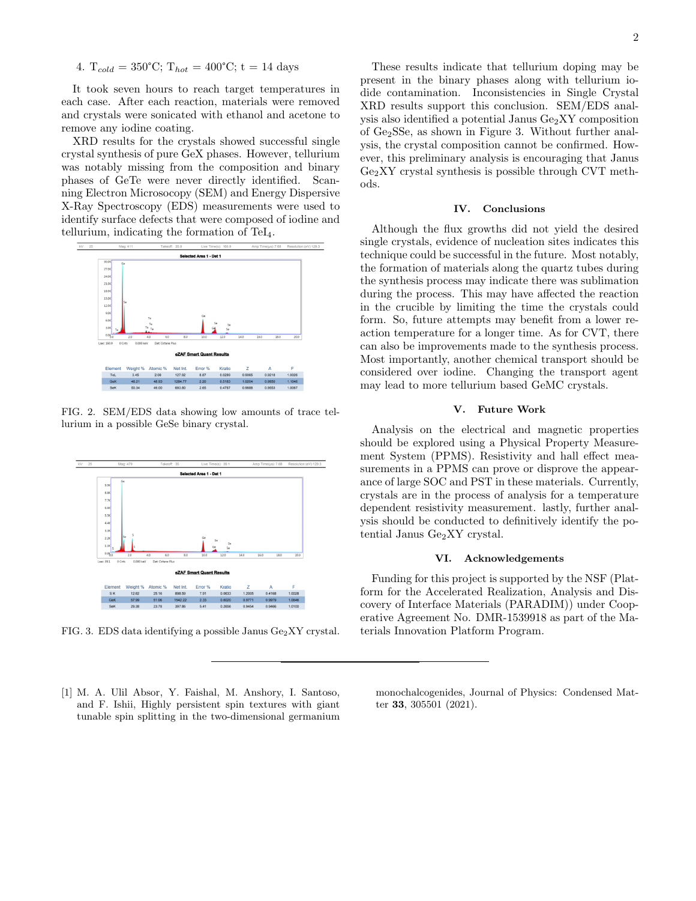4. $T_{cold} = 350°C$; $T_{hot} = 400°C$; t = 14 days

It took seven hours to reach target temperatures in each case. After each reaction, materials were removed and crystals were sonicated with ethanol and acetone to remove any iodine coating.

XRD results for the crystals showed successful single crystal synthesis of pure GeX phases. However, tellurium was notably missing from the composition and binary phases of GeTe were never directly identified. Scanning Electron Microsocopy (SEM) and Energy Dispersive X-Ray Spectroscopy (EDS) measurements were used to identify surface defects that were composed of iodine and tellurium, indicating the formation of $TeI_4$.

Selected Area 1 - Det 1

eZAF Smart Quant Results

| Element | Weight % | Atomic % | Net Int. | Error % | Kratio | Z | A | F |
|---|---|---|---|---|---|---|---|---|
| TeL | 3.45 | 2.08 | 127.02 | 8.87 | 0.0289 | 0.9065 | 0.9218 | 1.0026 |
| GeK | 46.21 | 48.93 | 1284.77 | 2.20 | 0.5183 | 1.0204 | 0.9859 | 1.1046 |
| SeK | 50.34 | 49.00 | 693.80 | 2.65 | 0.4787 | 0.9688 | 0.9553 | 1.0067 |

FIG. 2. SEM/EDS data showing low amounts of trace tellurium in a possible GeSe binary crystal.

Selected Area 1 - Det 1

eZAF Smart Quant Results

| Element | Weight % | Atomic % | Net Int. | Error % | Kratio | Z | A | F |
|---|---|---|---|---|---|---|---|---|
| S K | 12.62 | 25.16 | 898.59 | 7.91 | 0.0633 | 1.2005 | 0.4168 | 1.0028 |
| GeK | 57.99 | 51.06 | 1542.22 | 2.33 | 0.6020 | 0.9771 | 0.9979 | 1.0846 |
| SeK | 29.38 | 23.78 | 397.86 | 5.41 | 0.2656 | 0.9454 | 0.9466 | 1.0100 |

FIG. 3. EDS data identifying a possible Janus $Ge_2XY$ crystal.

These results indicate that tellurium doping may be present in the binary phases along with tellurium iodide contamination. Inconsistencies in Single Crystal XRD results support this conclusion. SEM/EDS analysis also identified a potential Janus $Ge_2XY$ composition of $Ge_2SSe$, as shown in Figure 3. Without further analysis, the crystal composition cannot be confirmed. However, this preliminary analysis is encouraging that Janus $Ge_2XY$ crystal synthesis is possible through CVT methods.

## IV. Conclusions

Although the flux growths did not yield the desired single crystals, evidence of nucleation sites indicates this technique could be successful in the future. Most notably, the formation of materials along the quartz tubes during the synthesis process may indicate there was sublimation during the process. This may have affected the reaction in the crucible by limiting the time the crystals could form. So, future attempts may benefit from a lower reaction temperature for a longer time. As for CVT, there can also be improvements made to the synthesis process. Most importantly, another chemical transport should be considered over iodine. Changing the transport agent may lead to more tellurium based GeMC crystals.

## V. Future Work

Analysis on the electrical and magnetic properties should be explored using a Physical Property Measurement System (PPMS). Resistivity and hall effect measurements in a PPMS can prove or disprove the appearance of large SOC and PST in these materials. Currently, crystals are in the process of analysis for a temperature dependent resistivity measurement. lastly, further analysis should be conducted to definitively identify the potential Janus $Ge_2XY$ crystal.

## VI. Acknowledgements

Funding for this project is supported by the NSF (Platform for the Accelerated Realization, Analysis and Discovery of Interface Materials (PARADIM)) under Cooperative Agreement No. DMR-1539918 as part of the Materials Innovation Platform Program.

---

[1] M. A. Ulil Absor, Y. Faishal, M. Anshory, I. Santoso, and F. Ishii, Highly persistent spin textures with giant tunable spin splitting in the two-dimensional germanium monochalcogenides, Journal of Physics: Condensed Matter **33**, 305501 (2021).